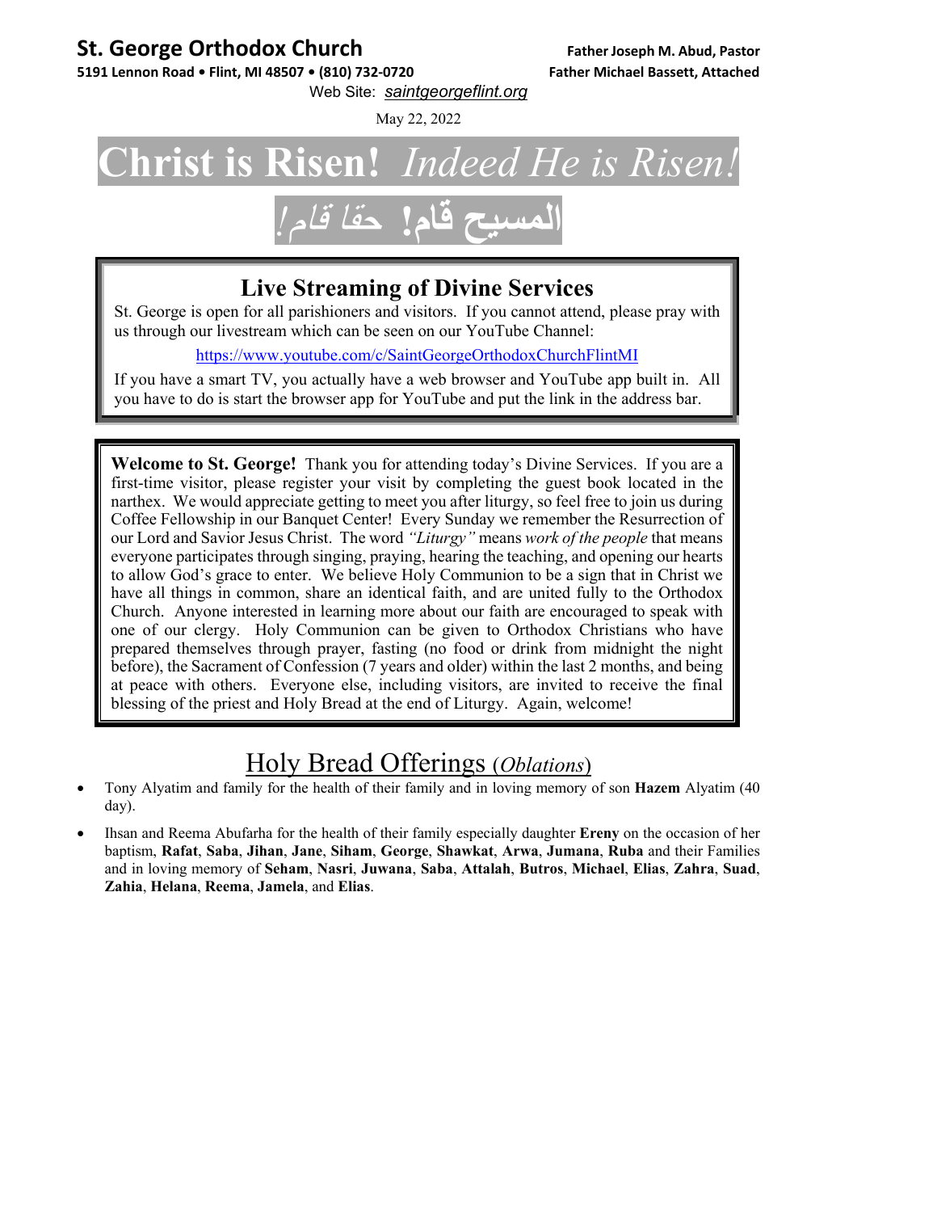**St. George Orthodox Church**
**5191 Lennon Road • Flint, MI 48507 • (810) 732-0720**

**Father Joseph M. Abud, Pastor**
**Father Michael Bassett, Attached**

Web Site: *saintgeorgeflint.org*

May 22, 2022

# Christ is Risen! *Indeed He is Risen!*

# المسيح قام! *حقا قام!*

## Live Streaming of Divine Services

St. George is open for all parishioners and visitors. If you cannot attend, please pray with us through our livestream which can be seen on our YouTube Channel:

https://www.youtube.com/c/SaintGeorgeOrthodoxChurchFlintMI

If you have a smart TV, you actually have a web browser and YouTube app built in. All you have to do is start the browser app for YouTube and put the link in the address bar.

**Welcome to St. George!** Thank you for attending today's Divine Services. If you are a first-time visitor, please register your visit by completing the guest book located in the narthex. We would appreciate getting to meet you after liturgy, so feel free to join us during Coffee Fellowship in our Banquet Center! Every Sunday we remember the Resurrection of our Lord and Savior Jesus Christ. The word *"Liturgy"* means *work of the people* that means everyone participates through singing, praying, hearing the teaching, and opening our hearts to allow God's grace to enter. We believe Holy Communion to be a sign that in Christ we have all things in common, share an identical faith, and are united fully to the Orthodox Church. Anyone interested in learning more about our faith are encouraged to speak with one of our clergy. Holy Communion can be given to Orthodox Christians who have prepared themselves through prayer, fasting (no food or drink from midnight the night before), the Sacrament of Confession (7 years and older) within the last 2 months, and being at peace with others. Everyone else, including visitors, are invited to receive the final blessing of the priest and Holy Bread at the end of Liturgy. Again, welcome!

## Holy Bread Offerings (*Oblations*)

- Tony Alyatim and family for the health of their family and in loving memory of son **Hazem** Alyatim (40 day).
- Ihsan and Reema Abufarha for the health of their family especially daughter **Ereny** on the occasion of her baptism, **Rafat**, **Saba**, **Jihan**, **Jane**, **Siham**, **George**, **Shawkat**, **Arwa**, **Jumana**, **Ruba** and their Families and in loving memory of **Seham**, **Nasri**, **Juwana**, **Saba**, **Attalah**, **Butros**, **Michael**, **Elias**, **Zahra**, **Suad**, **Zahia**, **Helana**, **Reema**, **Jamela**, and **Elias**.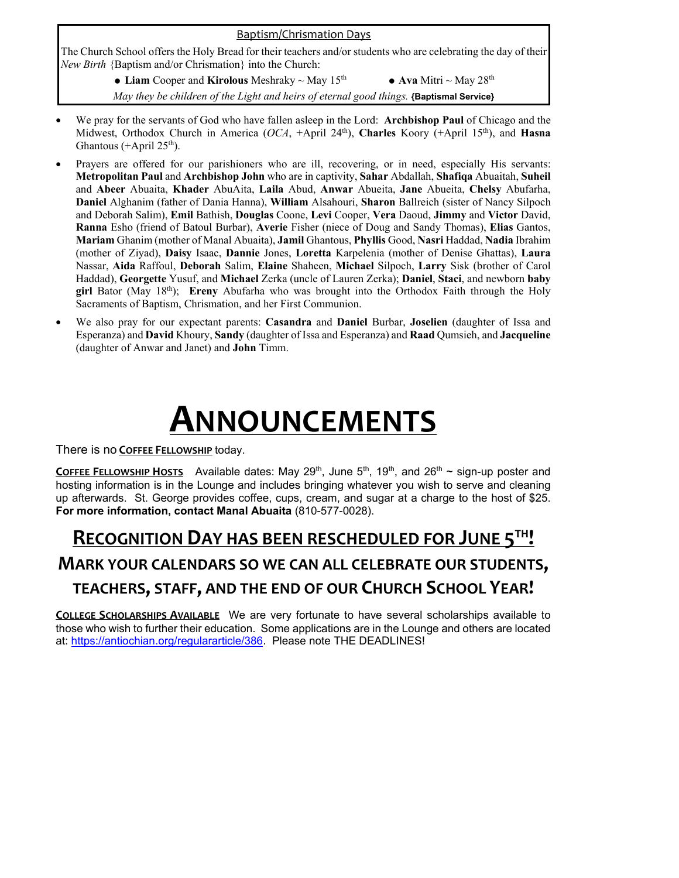## Baptism/Chrismation Days

The Church School offers the Holy Bread for their teachers and/or students who are celebrating the day of their *New Birth* {Baptism and/or Chrismation} into the Church:

- **Liam** Cooper and **Kirolous** Meshraky ~ May 15th
- **Ava** Mitri ~ May 28th

*May they be children of the Light and heirs of eternal good things.* **{Baptismal Service}**

- We pray for the servants of God who have fallen asleep in the Lord: **Archbishop Paul** of Chicago and the Midwest, Orthodox Church in America (*OCA*, +April 24th), **Charles** Koory (+April 15th), and **Hasna** Ghantous (+April 25th).
- Prayers are offered for our parishioners who are ill, recovering, or in need, especially His servants: **Metropolitan Paul** and **Archbishop John** who are in captivity, **Sahar** Abdallah, **Shafiqa** Abuaitah, **Suheil** and **Abeer** Abuaita, **Khader** AbuAita, **Laila** Abud, **Anwar** Abueita, **Jane** Abueita, **Chelsy** Abufarha, **Daniel** Alghanim (father of Dania Hanna), **William** Alsahouri, **Sharon** Ballreich (sister of Nancy Silpoch and Deborah Salim), **Emil** Bathish, **Douglas** Coone, **Levi** Cooper, **Vera** Daoud, **Jimmy** and **Victor** David, **Ranna** Esho (friend of Batoul Burbar), **Averie** Fisher (niece of Doug and Sandy Thomas), **Elias** Gantos, **Mariam** Ghanim (mother of Manal Abuaita), **Jamil** Ghantous, **Phyllis** Good, **Nasri** Haddad, **Nadia** Ibrahim (mother of Ziyad), **Daisy** Isaac, **Dannie** Jones, **Loretta** Karpelenia (mother of Denise Ghattas), **Laura** Nassar, **Aida** Raffoul, **Deborah** Salim, **Elaine** Shaheen, **Michael** Silpoch, **Larry** Sisk (brother of Carol Haddad), **Georgette** Yusuf, and **Michael** Zerka (uncle of Lauren Zerka); **Daniel**, **Staci**, and newborn **baby girl** Bator (May 18th); **Ereny** Abufarha who was brought into the Orthodox Faith through the Holy Sacraments of Baptism, Chrismation, and her First Communion.
- We also pray for our expectant parents: **Casandra** and **Daniel** Burbar, **Joselien** (daughter of Issa and Esperanza) and **David** Khoury, **Sandy** (daughter of Issa and Esperanza) and **Raad** Qumsieh, and **Jacqueline** (daughter of Anwar and Janet) and **John** Timm.

# ANNOUNCEMENTS

There is no **COFFEE FELLOWSHIP** today.

**COFFEE FELLOWSHIP HOSTS** Available dates: May 29th, June 5th, 19th, and 26th ~ sign-up poster and hosting information is in the Lounge and includes bringing whatever you wish to serve and cleaning up afterwards. St. George provides coffee, cups, cream, and sugar at a charge to the host of $25. **For more information, contact Manal Abuaita** (810-577-0028).

## RECOGNITION DAY HAS BEEN RESCHEDULED FOR JUNE 5TH!

### MARK YOUR CALENDARS SO WE CAN ALL CELEBRATE OUR STUDENTS, TEACHERS, STAFF, AND THE END OF OUR CHURCH SCHOOL YEAR!

**COLLEGE SCHOLARSHIPS AVAILABLE** We are very fortunate to have several scholarships available to those who wish to further their education. Some applications are in the Lounge and others are located at: https://antiochian.org/regulararticle/386. Please note THE DEADLINES!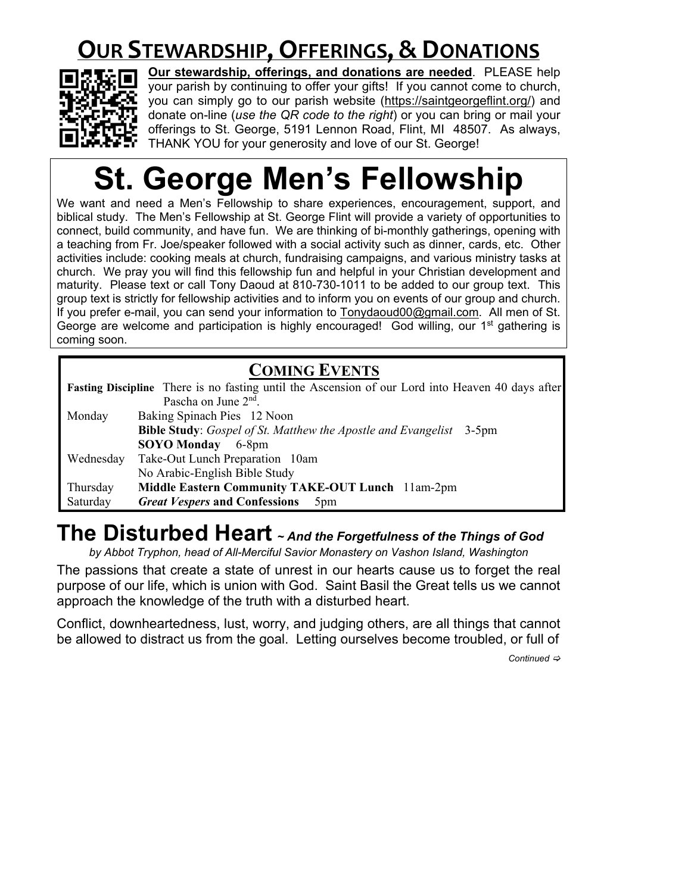# Our Stewardship, Offerings, & Donations

**Our stewardship, offerings, and donations are needed**. PLEASE help your parish by continuing to offer your gifts! If you cannot come to church, you can simply go to our parish website (https://saintgeorgeflint.org/) and donate on-line (*use the QR code to the right*) or you can bring or mail your offerings to St. George, 5191 Lennon Road, Flint, MI 48507. As always, THANK YOU for your generosity and love of our St. George!

# St. George Men's Fellowship

We want and need a Men's Fellowship to share experiences, encouragement, support, and biblical study. The Men's Fellowship at St. George Flint will provide a variety of opportunities to connect, build community, and have fun. We are thinking of bi-monthly gatherings, opening with a teaching from Fr. Joe/speaker followed with a social activity such as dinner, cards, etc. Other activities include: cooking meals at church, fundraising campaigns, and various ministry tasks at church. We pray you will find this fellowship fun and helpful in your Christian development and maturity. Please text or call Tony Daoud at 810-730-1011 to be added to our group text. This group text is strictly for fellowship activities and to inform you on events of our group and church. If you prefer e-mail, you can send your information to Tonydaoud00@gmail.com. All men of St. George are welcome and participation is highly encouraged! God willing, our 1st gathering is coming soon.

## Coming Events

**Fasting Discipline** There is no fasting until the Ascension of our Lord into Heaven 40 days after Pascha on June 2nd.

| | |
|---|---|
| Monday | Baking Spinach Pies 12 Noon |
| | **Bible Study**: *Gospel of St. Matthew the Apostle and Evangelist* 3-5pm |
| | **SOYO Monday** 6-8pm |
| Wednesday | Take-Out Lunch Preparation 10am |
| | No Arabic-English Bible Study |
| Thursday | **Middle Eastern Community TAKE-OUT Lunch** 11am-2pm |
| Saturday | ***Great Vespers* and Confessions** 5pm |

# The Disturbed Heart *~ And the Forgetfulness of the Things of God*

*by Abbot Tryphon, head of All-Merciful Savior Monastery on Vashon Island, Washington*

The passions that create a state of unrest in our hearts cause us to forget the real purpose of our life, which is union with God. Saint Basil the Great tells us we cannot approach the knowledge of the truth with a disturbed heart.

Conflict, downheartedness, lust, worry, and judging others, are all things that cannot be allowed to distract us from the goal. Letting ourselves become troubled, or full of

*Continued ⇨*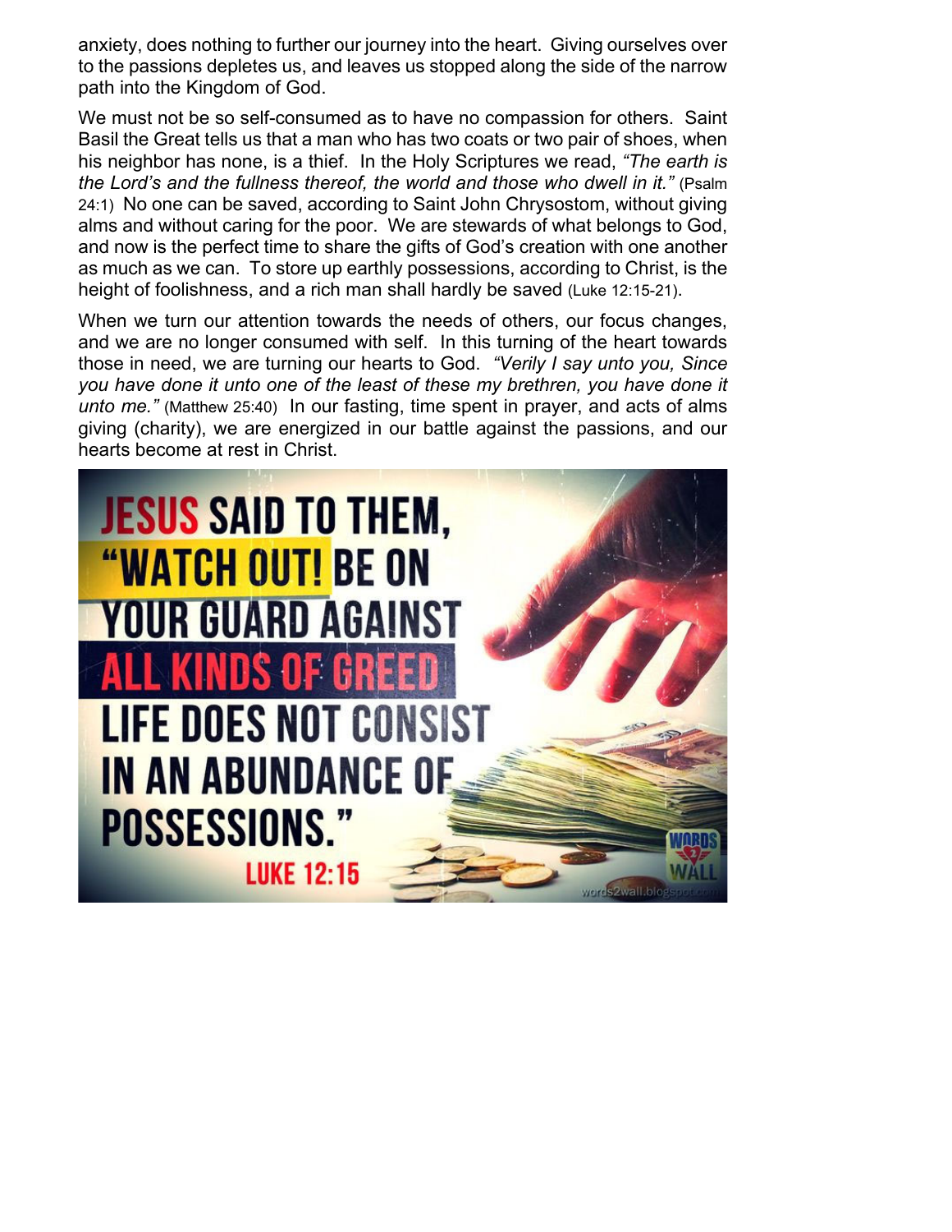anxiety, does nothing to further our journey into the heart. Giving ourselves over to the passions depletes us, and leaves us stopped along the side of the narrow path into the Kingdom of God.

We must not be so self-consumed as to have no compassion for others. Saint Basil the Great tells us that a man who has two coats or two pair of shoes, when his neighbor has none, is a thief. In the Holy Scriptures we read, *"The earth is the Lord's and the fullness thereof, the world and those who dwell in it."* (Psalm 24:1) No one can be saved, according to Saint John Chrysostom, without giving alms and without caring for the poor. We are stewards of what belongs to God, and now is the perfect time to share the gifts of God's creation with one another as much as we can. To store up earthly possessions, according to Christ, is the height of foolishness, and a rich man shall hardly be saved (Luke 12:15-21).

When we turn our attention towards the needs of others, our focus changes, and we are no longer consumed with self. In this turning of the heart towards those in need, we are turning our hearts to God. *"Verily I say unto you, Since you have done it unto one of the least of these my brethren, you have done it unto me."* (Matthew 25:40) In our fasting, time spent in prayer, and acts of alms giving (charity), we are energized in our battle against the passions, and our hearts become at rest in Christ.

JESUS SAID TO THEM, "WATCH OUT! BE ON YOUR GUARD AGAINST ALL KINDS OF GREED LIFE DOES NOT CONSIST IN AN ABUNDANCE OF POSSESSIONS."

LUKE 12:15

WORDS 2 WALL

words2wall.blogspot.com